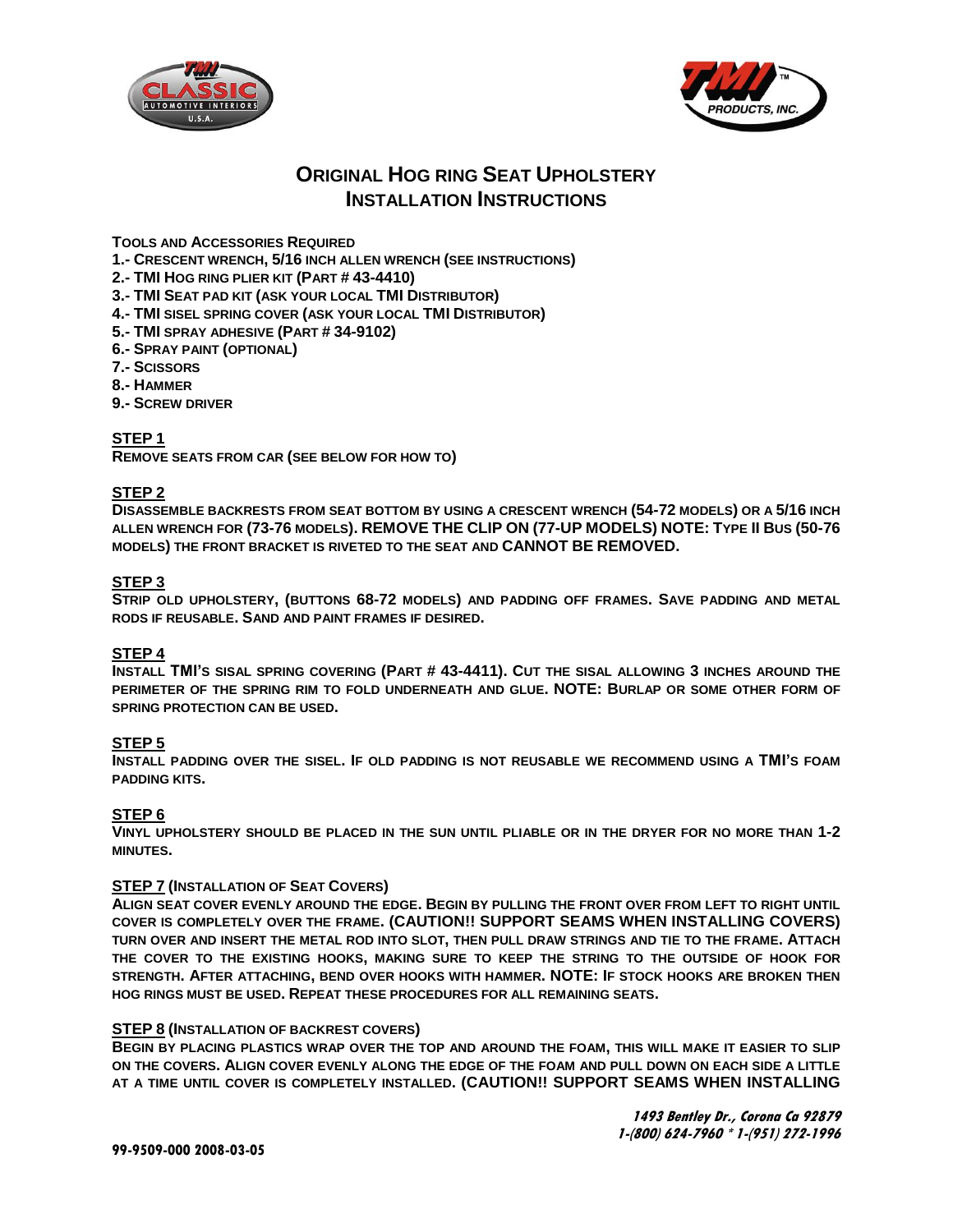# ORIGINAL HOG RING SEAT UPHOLSTERY
# INSTALLATION INSTRUCTIONS

**TOOLS AND ACCESSORIES REQUIRED**

1.- CRESCENT WRENCH, 5/16 INCH ALLEN WRENCH (SEE INSTRUCTIONS)
2.- TMI HOG RING PLIER KIT (PART # 43-4410)
3.- TMI SEAT PAD KIT (ASK YOUR LOCAL TMI DISTRIBUTOR)
4.- TMI SISEL SPRING COVER (ASK YOUR LOCAL TMI DISTRIBUTOR)
5.- TMI SPRAY ADHESIVE (PART # 34-9102)
6.- SPRAY PAINT (OPTIONAL)
7.- SCISSORS
8.- HAMMER
9.- SCREW DRIVER

**STEP 1**

REMOVE SEATS FROM CAR (SEE BELOW FOR HOW TO)

**STEP 2**

DISASSEMBLE BACKRESTS FROM SEAT BOTTOM BY USING A CRESCENT WRENCH (54-72 MODELS) OR A 5/16 INCH ALLEN WRENCH FOR (73-76 MODELS). REMOVE THE CLIP ON (77-UP MODELS) NOTE: TYPE II BUS (50-76 MODELS) THE FRONT BRACKET IS RIVETED TO THE SEAT AND CANNOT BE REMOVED.

**STEP 3**

STRIP OLD UPHOLSTERY, (BUTTONS 68-72 MODELS) AND PADDING OFF FRAMES. SAVE PADDING AND METAL RODS IF REUSABLE. SAND AND PAINT FRAMES IF DESIRED.

**STEP 4**

INSTALL TMI'S SISAL SPRING COVERING (PART # 43-4411). CUT THE SISAL ALLOWING 3 INCHES AROUND THE PERIMETER OF THE SPRING RIM TO FOLD UNDERNEATH AND GLUE. NOTE: BURLAP OR SOME OTHER FORM OF SPRING PROTECTION CAN BE USED.

**STEP 5**

INSTALL PADDING OVER THE SISEL. IF OLD PADDING IS NOT REUSABLE WE RECOMMEND USING A TMI'S FOAM PADDING KITS.

**STEP 6**

VINYL UPHOLSTERY SHOULD BE PLACED IN THE SUN UNTIL PLIABLE OR IN THE DRYER FOR NO MORE THAN 1-2 MINUTES.

**STEP 7 (INSTALLATION OF SEAT COVERS)**

ALIGN SEAT COVER EVENLY AROUND THE EDGE. BEGIN BY PULLING THE FRONT OVER FROM LEFT TO RIGHT UNTIL COVER IS COMPLETELY OVER THE FRAME. (CAUTION!! SUPPORT SEAMS WHEN INSTALLING COVERS) TURN OVER AND INSERT THE METAL ROD INTO SLOT, THEN PULL DRAW STRINGS AND TIE TO THE FRAME. ATTACH THE COVER TO THE EXISTING HOOKS, MAKING SURE TO KEEP THE STRING TO THE OUTSIDE OF HOOK FOR STRENGTH. AFTER ATTACHING, BEND OVER HOOKS WITH HAMMER. NOTE: IF STOCK HOOKS ARE BROKEN THEN HOG RINGS MUST BE USED. REPEAT THESE PROCEDURES FOR ALL REMAINING SEATS.

**STEP 8 (INSTALLATION OF BACKREST COVERS)**

BEGIN BY PLACING PLASTICS WRAP OVER THE TOP AND AROUND THE FOAM, THIS WILL MAKE IT EASIER TO SLIP ON THE COVERS. ALIGN COVER EVENLY ALONG THE EDGE OF THE FOAM AND PULL DOWN ON EACH SIDE A LITTLE AT A TIME UNTIL COVER IS COMPLETELY INSTALLED. (CAUTION!! SUPPORT SEAMS WHEN INSTALLING

1493 Bentley Dr., Corona Ca 92879
1-(800) 624-7960 * 1-(951) 272-1996

99-9509-000 2008-03-05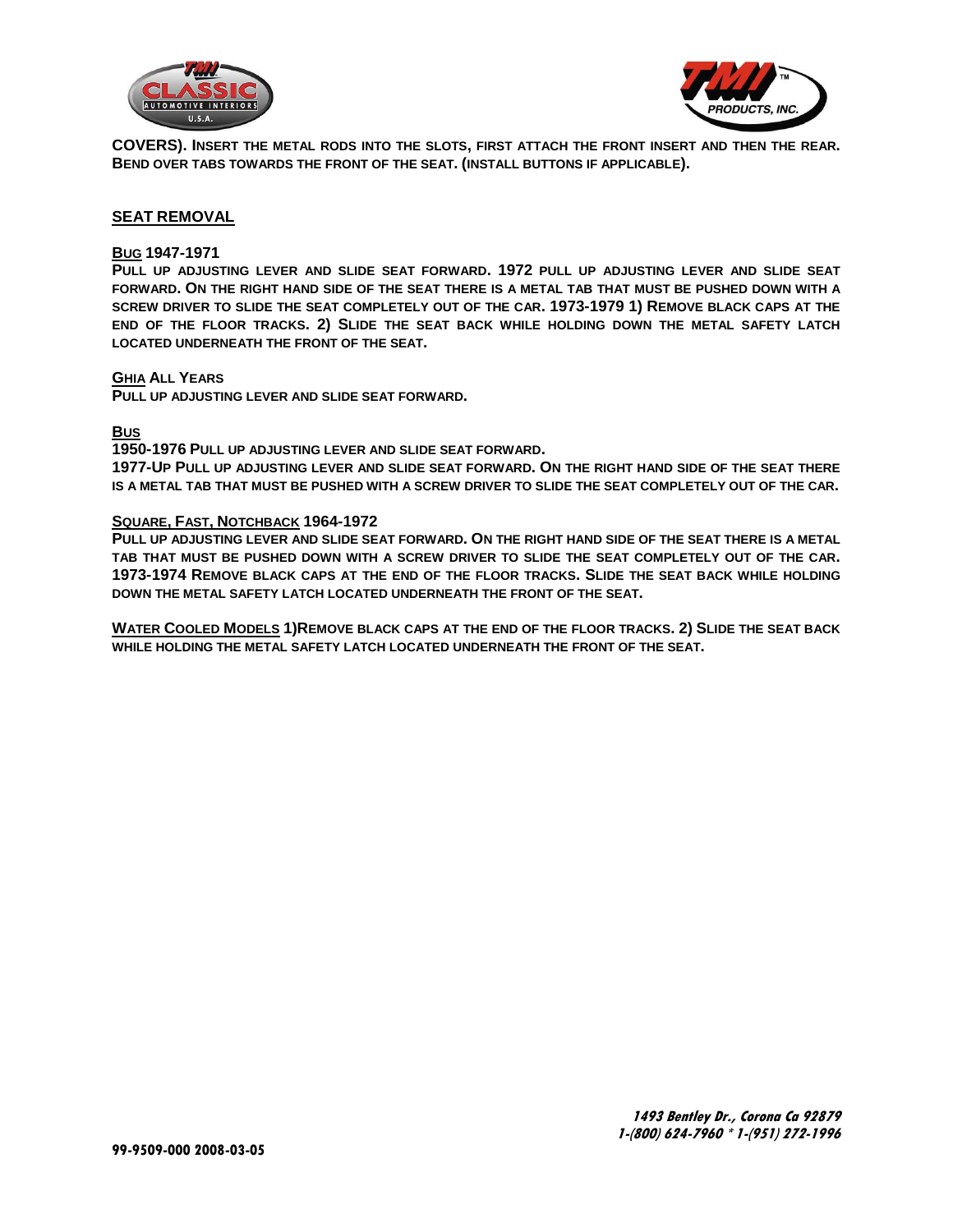**COVERS). INSERT THE METAL RODS INTO THE SLOTS, FIRST ATTACH THE FRONT INSERT AND THEN THE REAR. BEND OVER TABS TOWARDS THE FRONT OF THE SEAT. (INSTALL BUTTONS IF APPLICABLE).**

## SEAT REMOVAL

**BUG 1947-1971**

**PULL UP ADJUSTING LEVER AND SLIDE SEAT FORWARD. 1972 PULL UP ADJUSTING LEVER AND SLIDE SEAT FORWARD. ON THE RIGHT HAND SIDE OF THE SEAT THERE IS A METAL TAB THAT MUST BE PUSHED DOWN WITH A SCREW DRIVER TO SLIDE THE SEAT COMPLETELY OUT OF THE CAR. 1973-1979 1) REMOVE BLACK CAPS AT THE END OF THE FLOOR TRACKS. 2) SLIDE THE SEAT BACK WHILE HOLDING DOWN THE METAL SAFETY LATCH LOCATED UNDERNEATH THE FRONT OF THE SEAT.**

**GHIA ALL YEARS**

**PULL UP ADJUSTING LEVER AND SLIDE SEAT FORWARD.**

**BUS**

**1950-1976 PULL UP ADJUSTING LEVER AND SLIDE SEAT FORWARD.**

**1977-UP PULL UP ADJUSTING LEVER AND SLIDE SEAT FORWARD. ON THE RIGHT HAND SIDE OF THE SEAT THERE IS A METAL TAB THAT MUST BE PUSHED WITH A SCREW DRIVER TO SLIDE THE SEAT COMPLETELY OUT OF THE CAR.**

**SQUARE, FAST, NOTCHBACK 1964-1972**

**PULL UP ADJUSTING LEVER AND SLIDE SEAT FORWARD. ON THE RIGHT HAND SIDE OF THE SEAT THERE IS A METAL TAB THAT MUST BE PUSHED DOWN WITH A SCREW DRIVER TO SLIDE THE SEAT COMPLETELY OUT OF THE CAR. 1973-1974 REMOVE BLACK CAPS AT THE END OF THE FLOOR TRACKS. SLIDE THE SEAT BACK WHILE HOLDING DOWN THE METAL SAFETY LATCH LOCATED UNDERNEATH THE FRONT OF THE SEAT.**

**WATER COOLED MODELS 1)REMOVE BLACK CAPS AT THE END OF THE FLOOR TRACKS. 2) SLIDE THE SEAT BACK WHILE HOLDING THE METAL SAFETY LATCH LOCATED UNDERNEATH THE FRONT OF THE SEAT.**

***1493 Bentley Dr., Corona Ca 92879***
***1-(800) 624-7960 * 1-(951) 272-1996***

**99-9509-000 2008-03-05**